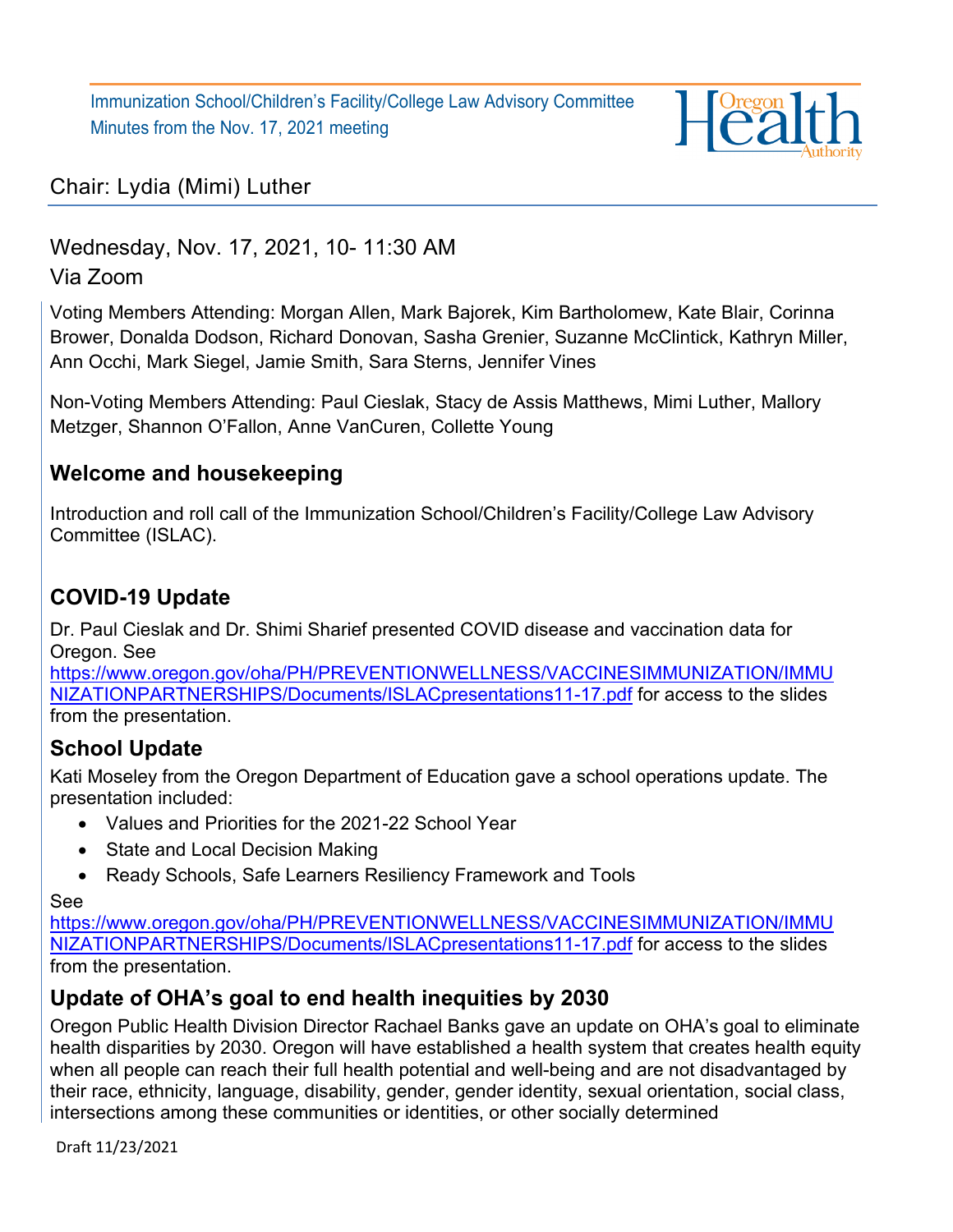Immunization School/Children's Facility/College Law Advisory Committee
Minutes from the Nov. 17, 2021 meeting

## Chair: Lydia (Mimi) Luther

Wednesday, Nov. 17, 2021, 10- 11:30 AM
Via Zoom

Voting Members Attending: Morgan Allen, Mark Bajorek, Kim Bartholomew, Kate Blair, Corinna Brower, Donalda Dodson, Richard Donovan, Sasha Grenier, Suzanne McClintick, Kathryn Miller, Ann Occhi, Mark Siegel, Jamie Smith, Sara Sterns, Jennifer Vines

Non-Voting Members Attending: Paul Cieslak, Stacy de Assis Matthews, Mimi Luther, Mallory Metzger, Shannon O'Fallon, Anne VanCuren, Collette Young

## Welcome and housekeeping

Introduction and roll call of the Immunization School/Children's Facility/College Law Advisory Committee (ISLAC).

## COVID-19 Update

Dr. Paul Cieslak and Dr. Shimi Sharief presented COVID disease and vaccination data for Oregon. See https://www.oregon.gov/oha/PH/PREVENTIONWELLNESS/VACCINESIMMUNIZATION/IMMUNIZATIONPARTNERSHIPS/Documents/ISLACpresentations11-17.pdf for access to the slides from the presentation.

## School Update

Kati Moseley from the Oregon Department of Education gave a school operations update. The presentation included:

- Values and Priorities for the 2021-22 School Year
- State and Local Decision Making
- Ready Schools, Safe Learners Resiliency Framework and Tools

See https://www.oregon.gov/oha/PH/PREVENTIONWELLNESS/VACCINESIMMUNIZATION/IMMUNIZATIONPARTNERSHIPS/Documents/ISLACpresentations11-17.pdf for access to the slides from the presentation.

## Update of OHA's goal to end health inequities by 2030

Oregon Public Health Division Director Rachael Banks gave an update on OHA's goal to eliminate health disparities by 2030. Oregon will have established a health system that creates health equity when all people can reach their full health potential and well-being and are not disadvantaged by their race, ethnicity, language, disability, gender, gender identity, sexual orientation, social class, intersections among these communities or identities, or other socially determined

Draft 11/23/2021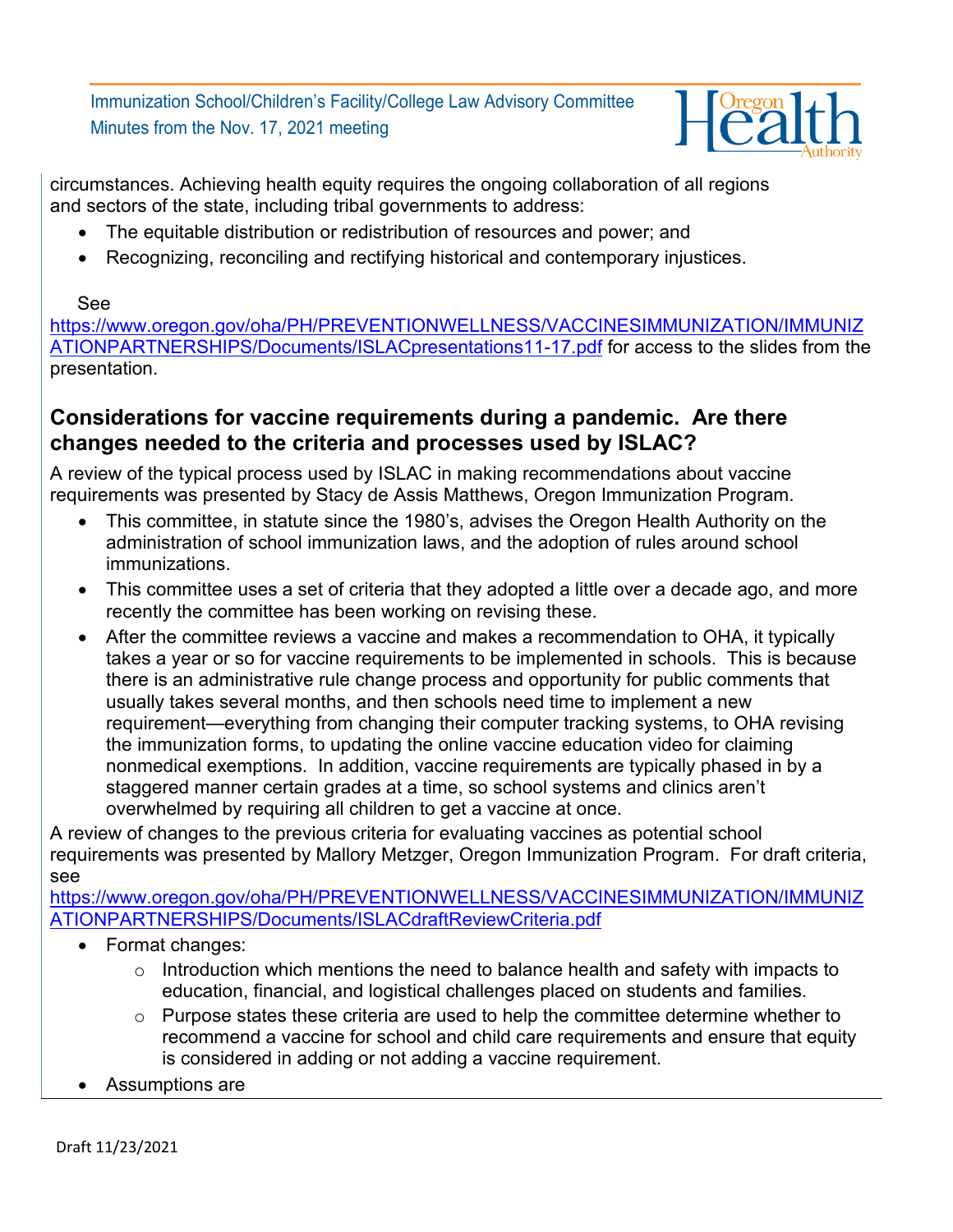circumstances. Achieving health equity requires the ongoing collaboration of all regions and sectors of the state, including tribal governments to address:

- The equitable distribution or redistribution of resources and power; and
- Recognizing, reconciling and rectifying historical and contemporary injustices.

See https://www.oregon.gov/oha/PH/PREVENTIONWELLNESS/VACCINESIMMUNIZATION/IMMUNIZATIONPARTNERSHIPS/Documents/ISLACpresentations11-17.pdf for access to the slides from the presentation.

## Considerations for vaccine requirements during a pandemic. Are there changes needed to the criteria and processes used by ISLAC?

A review of the typical process used by ISLAC in making recommendations about vaccine requirements was presented by Stacy de Assis Matthews, Oregon Immunization Program.

- This committee, in statute since the 1980's, advises the Oregon Health Authority on the administration of school immunization laws, and the adoption of rules around school immunizations.
- This committee uses a set of criteria that they adopted a little over a decade ago, and more recently the committee has been working on revising these.
- After the committee reviews a vaccine and makes a recommendation to OHA, it typically takes a year or so for vaccine requirements to be implemented in schools. This is because there is an administrative rule change process and opportunity for public comments that usually takes several months, and then schools need time to implement a new requirement—everything from changing their computer tracking systems, to OHA revising the immunization forms, to updating the online vaccine education video for claiming nonmedical exemptions. In addition, vaccine requirements are typically phased in by a staggered manner certain grades at a time, so school systems and clinics aren't overwhelmed by requiring all children to get a vaccine at once.

A review of changes to the previous criteria for evaluating vaccines as potential school requirements was presented by Mallory Metzger, Oregon Immunization Program. For draft criteria, see https://www.oregon.gov/oha/PH/PREVENTIONWELLNESS/VACCINESIMMUNIZATION/IMMUNIZATIONPARTNERSHIPS/Documents/ISLACdraftReviewCriteria.pdf

- Format changes:
  - Introduction which mentions the need to balance health and safety with impacts to education, financial, and logistical challenges placed on students and families.
  - Purpose states these criteria are used to help the committee determine whether to recommend a vaccine for school and child care requirements and ensure that equity is considered in adding or not adding a vaccine requirement.
- Assumptions are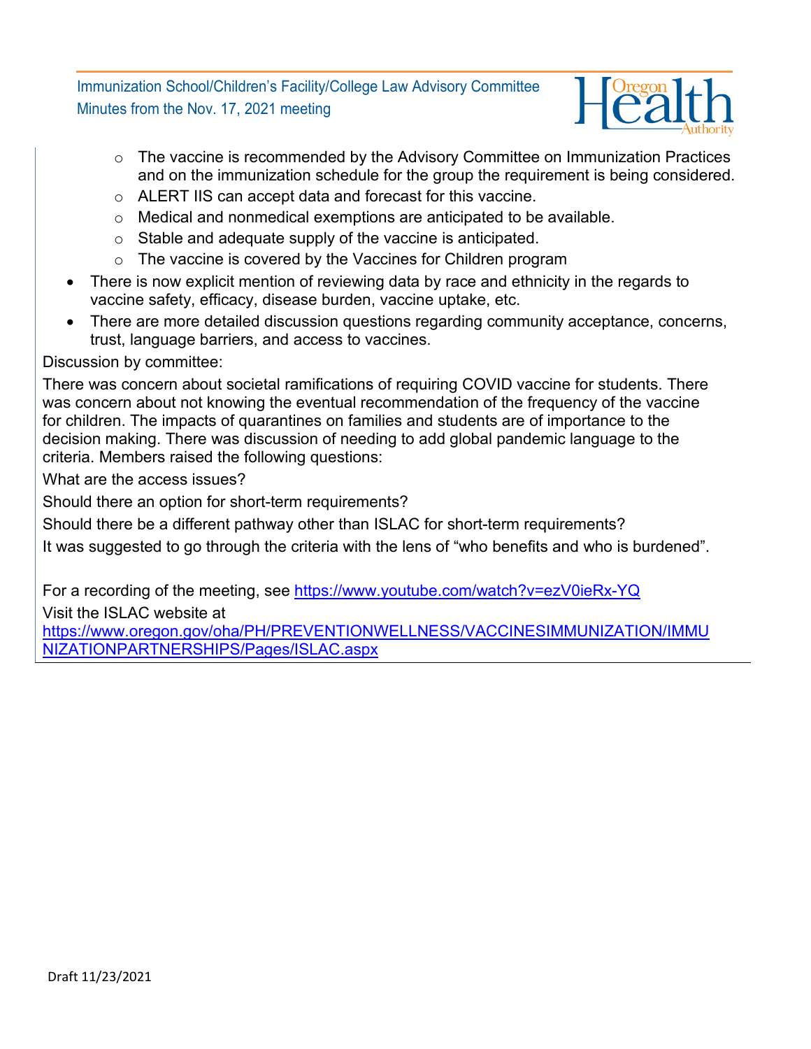- The vaccine is recommended by the Advisory Committee on Immunization Practices and on the immunization schedule for the group the requirement is being considered.
  - ALERT IIS can accept data and forecast for this vaccine.
  - Medical and nonmedical exemptions are anticipated to be available.
  - Stable and adequate supply of the vaccine is anticipated.
  - The vaccine is covered by the Vaccines for Children program
- There is now explicit mention of reviewing data by race and ethnicity in the regards to vaccine safety, efficacy, disease burden, vaccine uptake, etc.
- There are more detailed discussion questions regarding community acceptance, concerns, trust, language barriers, and access to vaccines.

Discussion by committee:

There was concern about societal ramifications of requiring COVID vaccine for students. There was concern about not knowing the eventual recommendation of the frequency of the vaccine for children. The impacts of quarantines on families and students are of importance to the decision making. There was discussion of needing to add global pandemic language to the criteria. Members raised the following questions:

What are the access issues?

Should there an option for short-term requirements?

Should there be a different pathway other than ISLAC for short-term requirements?

It was suggested to go through the criteria with the lens of "who benefits and who is burdened".

For a recording of the meeting, see https://www.youtube.com/watch?v=ezV0ieRx-YQ

Visit the ISLAC website at https://www.oregon.gov/oha/PH/PREVENTIONWELLNESS/VACCINESIMMUNIZATION/IMMUNIZATIONPARTNERSHIPS/Pages/ISLAC.aspx

Draft 11/23/2021